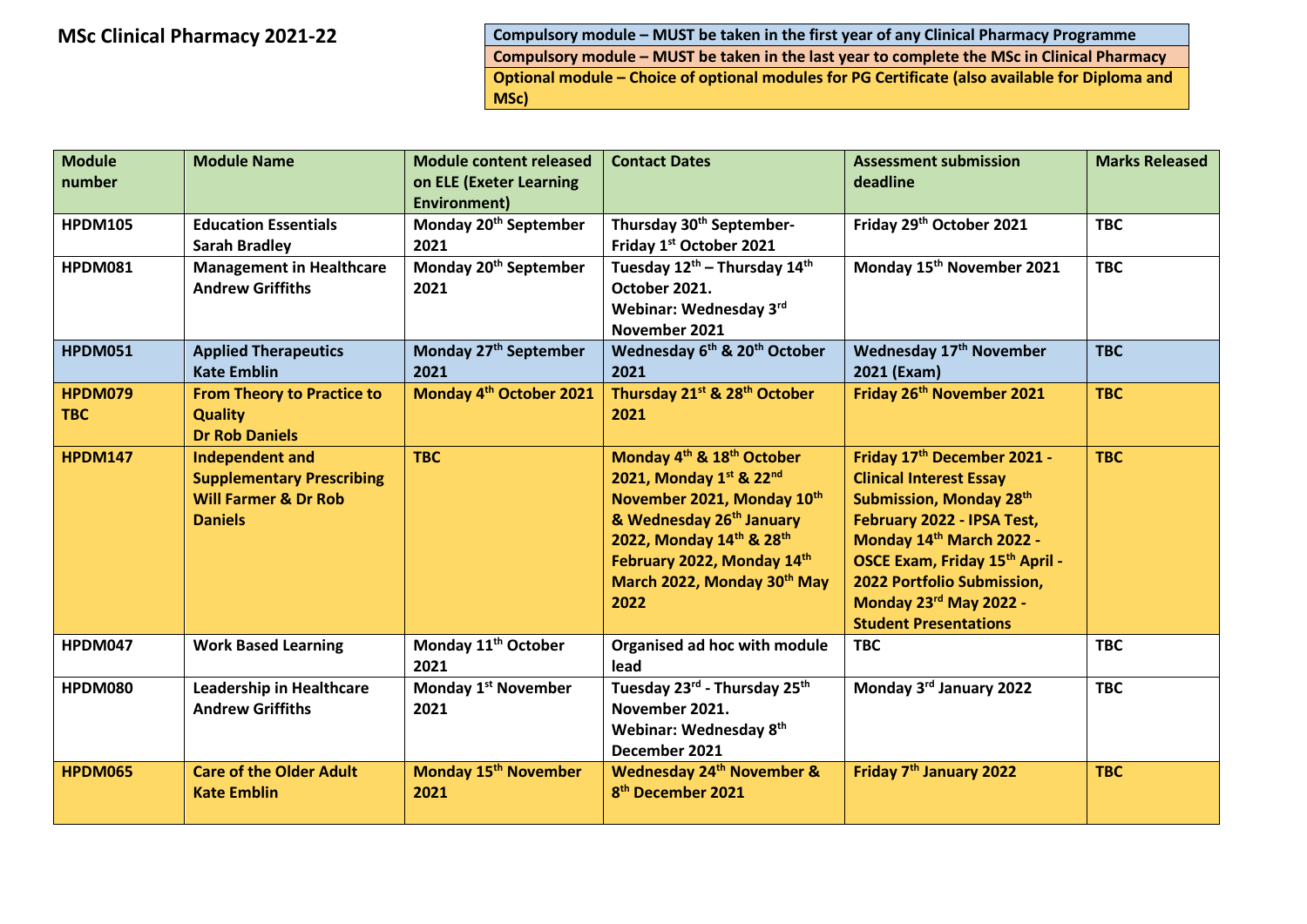# MSc Clinical Pharmacy 2021-22

| Key |
| --- |
| Compulsory module – MUST be taken in the first year of any Clinical Pharmacy Programme |
| Compulsory module – MUST be taken in the last year to complete the MSc in Clinical Pharmacy |
| Optional module – Choice of optional modules for PG Certificate (also available for Diploma and MSc) |

| Module number | Module Name | Module content released on ELE (Exeter Learning Environment) | Contact Dates | Assessment submission deadline | Marks Released |
| --- | --- | --- | --- | --- | --- |
| **HPDM105** | **Education Essentials** **Sarah Bradley** | **Monday 20th September 2021** | **Thursday 30th September- Friday 1st October 2021** | **Friday 29th October 2021** | **TBC** |
| **HPDM081** | **Management in Healthcare** **Andrew Griffiths** | **Monday 20th September 2021** | **Tuesday 12th – Thursday 14th October 2021.** **Webinar: Wednesday 3rd November 2021** | **Monday 15th November 2021** | **TBC** |
| **HPDM051** | **Applied Therapeutics** **Kate Emblin** | **Monday 27th September 2021** | **Wednesday 6th & 20th October 2021** | **Wednesday 17th November 2021 (Exam)** | **TBC** |
| **HPDM079** **TBC** | **From Theory to Practice to Quality** **Dr Rob Daniels** | **Monday 4th October 2021** | **Thursday 21st & 28th October 2021** | **Friday 26th November 2021** | **TBC** |
| **HPDM147** | **Independent and Supplementary Prescribing** **Will Farmer & Dr Rob Daniels** | **TBC** | **Monday 4th & 18th October 2021, Monday 1st & 22nd November 2021, Monday 10th & Wednesday 26th January 2022, Monday 14th & 28th February 2022, Monday 14th March 2022, Monday 30th May 2022** | **Friday 17th December 2021 - Clinical Interest Essay Submission, Monday 28th February 2022 - IPSA Test, Monday 14th March 2022 - OSCE Exam, Friday 15th April - 2022 Portfolio Submission, Monday 23rd May 2022 - Student Presentations** | **TBC** |
| **HPDM047** | **Work Based Learning** | **Monday 11th October 2021** | **Organised ad hoc with module lead** | **TBC** | **TBC** |
| **HPDM080** | **Leadership in Healthcare** **Andrew Griffiths** | **Monday 1st November 2021** | **Tuesday 23rd - Thursday 25th November 2021.** **Webinar: Wednesday 8th December 2021** | **Monday 3rd January 2022** | **TBC** |
| **HPDM065** | **Care of the Older Adult** **Kate Emblin** | **Monday 15th November 2021** | **Wednesday 24th November & 8th December 2021** | **Friday 7th January 2022** | **TBC** |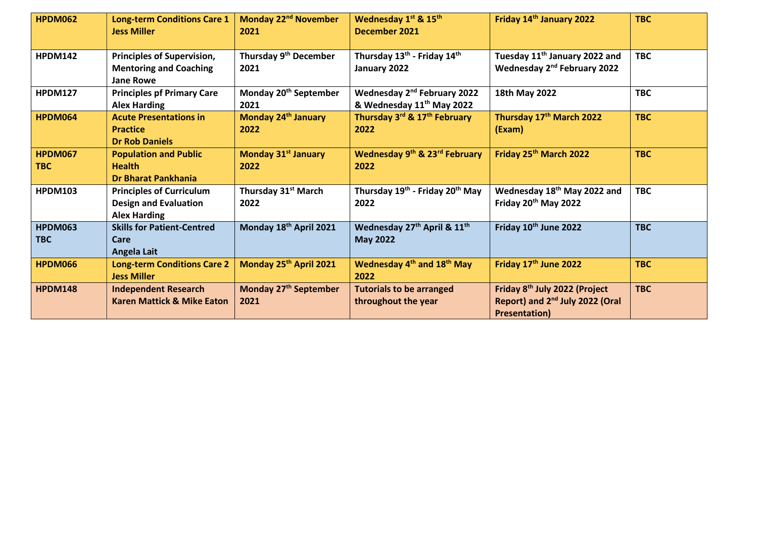| | | | | | |
|---|---|---|---|---|---|
| **HPDM062** | **Long-term Conditions Care 1**<br>**Jess Miller** | **Monday 22nd November 2021** | **Wednesday 1st & 15th December 2021** | **Friday 14th January 2022** | **TBC** |
| **HPDM142** | **Principles of Supervision, Mentoring and Coaching**<br>**Jane Rowe** | **Thursday 9th December 2021** | **Thursday 13th - Friday 14th January 2022** | **Tuesday 11th January 2022 and Wednesday 2nd February 2022** | **TBC** |
| **HPDM127** | **Principles pf Primary Care**<br>**Alex Harding** | **Monday 20th September 2021** | **Wednesday 2nd February 2022 & Wednesday 11th May 2022** | **18th May 2022** | **TBC** |
| **HPDM064** | **Acute Presentations in Practice**<br>**Dr Rob Daniels** | **Monday 24th January 2022** | **Thursday 3rd & 17th February 2022** | **Thursday 17th March 2022 (Exam)** | **TBC** |
| **HPDM067**<br>**TBC** | **Population and Public Health**<br>**Dr Bharat Pankhania** | **Monday 31st January 2022** | **Wednesday 9th & 23rd February 2022** | **Friday 25th March 2022** | **TBC** |
| **HPDM103** | **Principles of Curriculum Design and Evaluation**<br>**Alex Harding** | **Thursday 31st March 2022** | **Thursday 19th - Friday 20th May 2022** | **Wednesday 18th May 2022 and Friday 20th May 2022** | **TBC** |
| **HPDM063**<br>**TBC** | **Skills for Patient-Centred Care**<br>**Angela Lait** | **Monday 18th April 2021** | **Wednesday 27th April & 11th May 2022** | **Friday 10th June 2022** | **TBC** |
| **HPDM066** | **Long-term Conditions Care 2**<br>**Jess Miller** | **Monday 25th April 2021** | **Wednesday 4th and 18th May 2022** | **Friday 17th June 2022** | **TBC** |
| **HPDM148** | **Independent Research**<br>**Karen Mattick & Mike Eaton** | **Monday 27th September 2021** | **Tutorials to be arranged throughout the year** | **Friday 8th July 2022 (Project Report) and 2nd July 2022 (Oral Presentation)** | **TBC** |